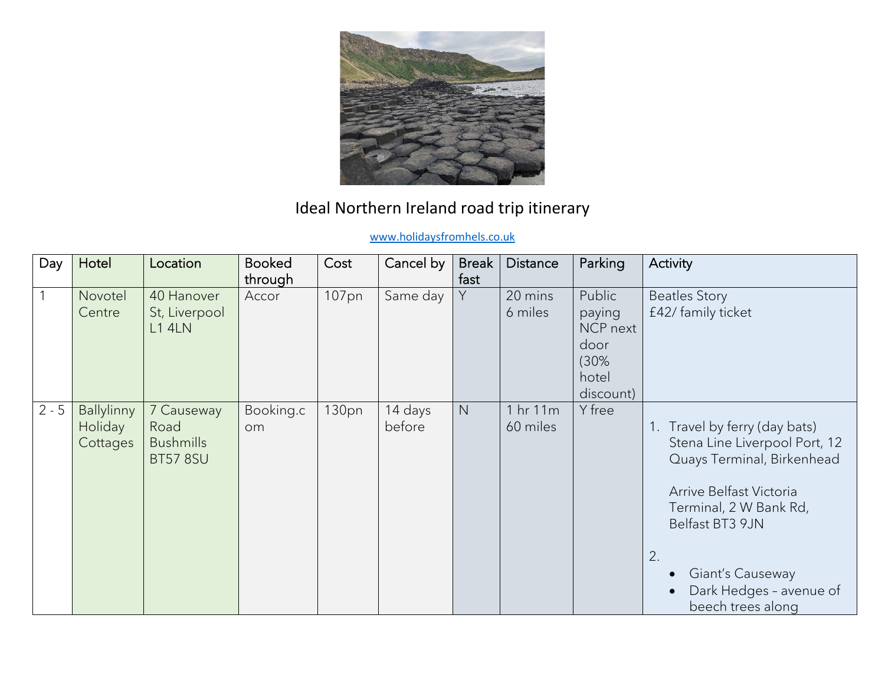# Ideal Northern Ireland road trip itinerary

www.holidaysfromhels.co.uk

| Day | Hotel | Location | Booked through | Cost | Cancel by | Break fast | Distance | Parking | Activity |
|---|---|---|---|---|---|---|---|---|---|
| 1 | Novotel Centre | 40 Hanover St, Liverpool L1 4LN | Accor | 107pn | Same day | Y | 20 mins 6 miles | Public paying NCP next door (30% hotel discount) | Beatles Story £42/ family ticket |
| 2 - 5 | Ballylinny Holiday Cottages | 7 Causeway Road Bushmills BT57 8SU | Booking.com | 130pn | 14 days before | N | 1 hr 11m 60 miles | Y free | 1. Travel by ferry (day bats) Stena Line Liverpool Port, 12 Quays Terminal, Birkenhead<br><br>Arrive Belfast Victoria Terminal, 2 W Bank Rd, Belfast BT3 9JN<br><br>2.<br>• Giant's Causeway<br>• Dark Hedges – avenue of beech trees along |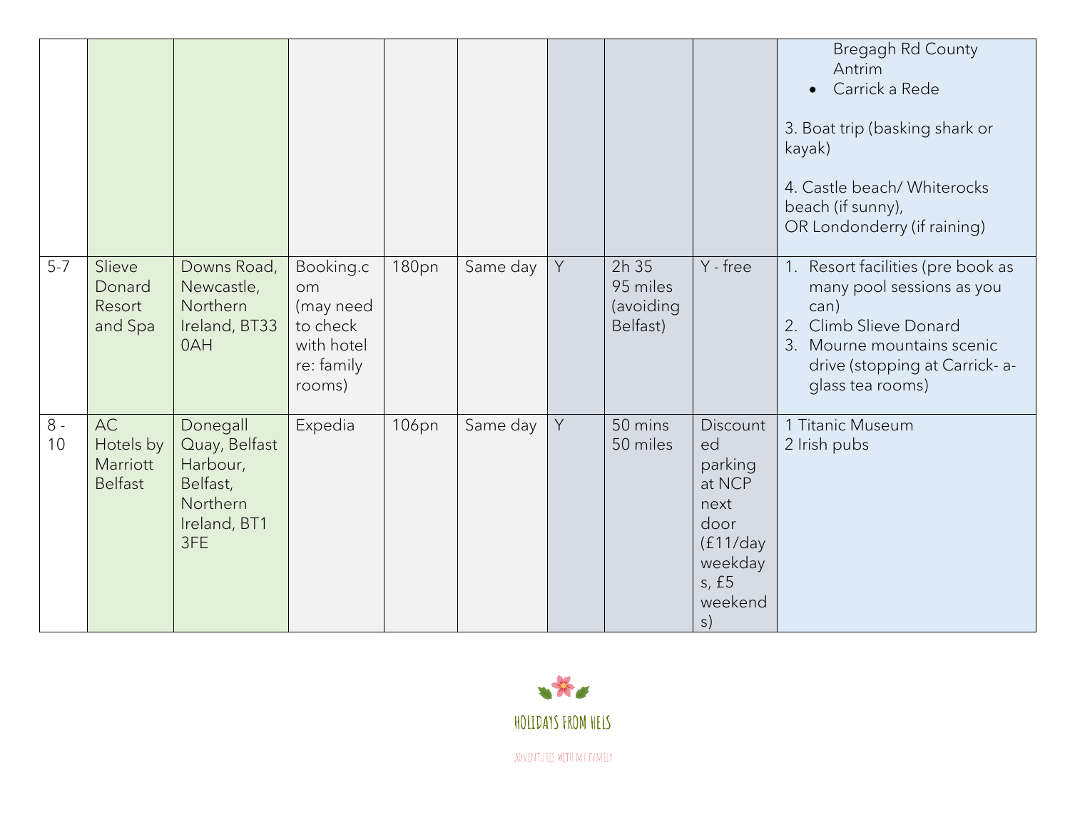| | | | | | | | | | |
|---|---|---|---|---|---|---|---|---|---|
| | | | | | | | | | Bregagh Rd County Antrim<br>• Carrick a Rede<br><br>3. Boat trip (basking shark or kayak)<br><br>4. Castle beach/ Whiterocks beach (if sunny),<br>OR Londonderry (if raining) |
| 5-7 | Slieve Donard Resort and Spa | Downs Road, Newcastle, Northern Ireland, BT33 0AH | Booking.com (may need to check with hotel re: family rooms) | 180pn | Same day | Y | 2h 35<br>95 miles (avoiding Belfast) | Y - free | 1. Resort facilities (pre book as many pool sessions as you can)<br>2. Climb Slieve Donard<br>3. Mourne mountains scenic drive (stopping at Carrick- a-glass tea rooms) |
| 8 - 10 | AC Hotels by Marriott Belfast | Donegall Quay, Belfast Harbour, Belfast, Northern Ireland, BT1 3FE | Expedia | 106pn | Same day | Y | 50 mins<br>50 miles | Discounted parking at NCP next door (£11/day weekdays, £5 weekends) | 1 Titanic Museum<br>2 Irish pubs |

HOLIDAYS FROM HELS

ADVENTURES WITH MY FAMILY